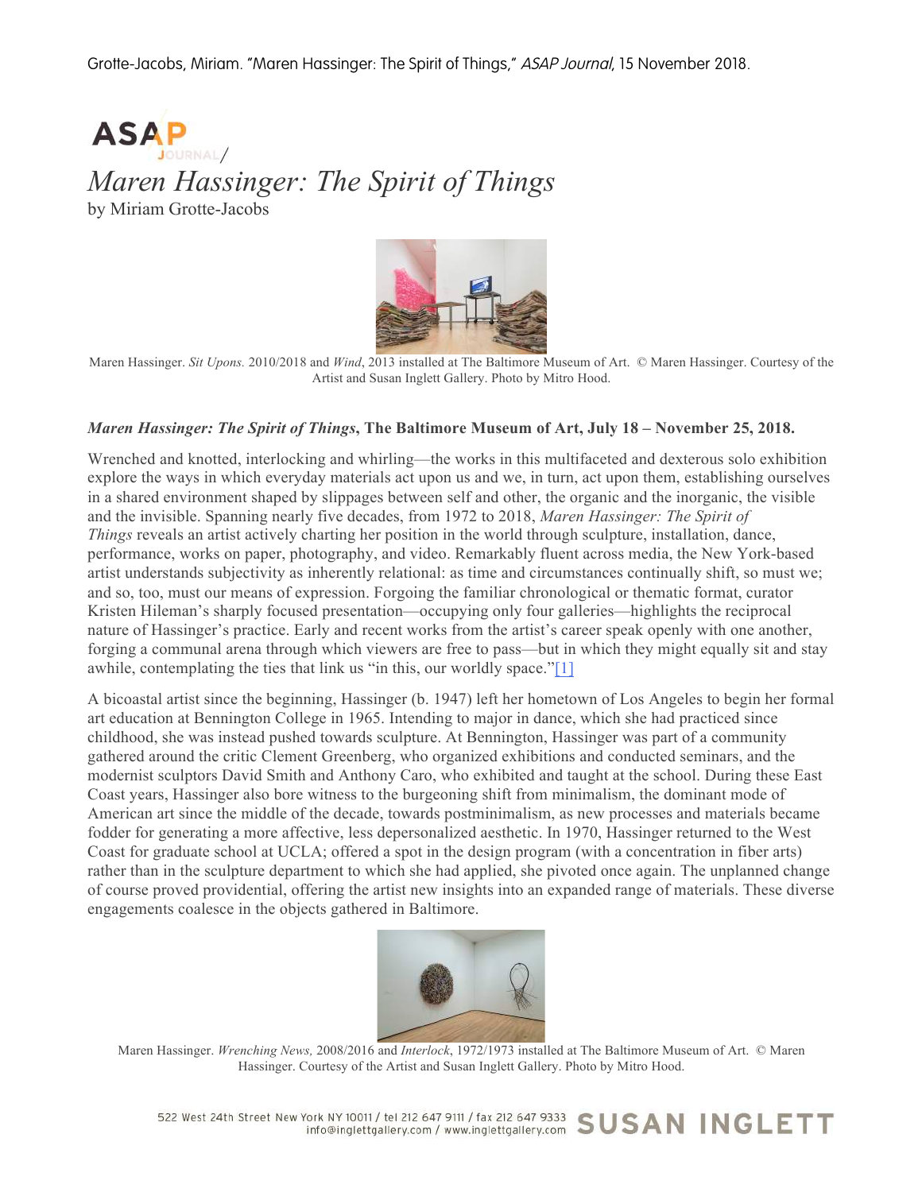Grotte-Jacobs, Miriam. "Maren Hassinger: The Spirit of Things," *ASAP Journal*, 15 November 2018.

ASAP JOURNAL/

# *Maren Hassinger: The Spirit of Things*

by Miriam Grotte-Jacobs

Maren Hassinger. *Sit Upons.* 2010/2018 and *Wind*, 2013 installed at The Baltimore Museum of Art. © Maren Hassinger. Courtesy of the Artist and Susan Inglett Gallery. Photo by Mitro Hood.

***Maren Hassinger: The Spirit of Things*, The Baltimore Museum of Art, July 18 – November 25, 2018.**

Wrenched and knotted, interlocking and whirling—the works in this multifaceted and dexterous solo exhibition explore the ways in which everyday materials act upon us and we, in turn, act upon them, establishing ourselves in a shared environment shaped by slippages between self and other, the organic and the inorganic, the visible and the invisible. Spanning nearly five decades, from 1972 to 2018, *Maren Hassinger: The Spirit of Things* reveals an artist actively charting her position in the world through sculpture, installation, dance, performance, works on paper, photography, and video. Remarkably fluent across media, the New York-based artist understands subjectivity as inherently relational: as time and circumstances continually shift, so must we; and so, too, must our means of expression. Forgoing the familiar chronological or thematic format, curator Kristen Hileman's sharply focused presentation—occupying only four galleries—highlights the reciprocal nature of Hassinger's practice. Early and recent works from the artist's career speak openly with one another, forging a communal arena through which viewers are free to pass—but in which they might equally sit and stay awhile, contemplating the ties that link us "in this, our worldly space."[1]

A bicoastal artist since the beginning, Hassinger (b. 1947) left her hometown of Los Angeles to begin her formal art education at Bennington College in 1965. Intending to major in dance, which she had practiced since childhood, she was instead pushed towards sculpture. At Bennington, Hassinger was part of a community gathered around the critic Clement Greenberg, who organized exhibitions and conducted seminars, and the modernist sculptors David Smith and Anthony Caro, who exhibited and taught at the school. During these East Coast years, Hassinger also bore witness to the burgeoning shift from minimalism, the dominant mode of American art since the middle of the decade, towards postminimalism, as new processes and materials became fodder for generating a more affective, less depersonalized aesthetic. In 1970, Hassinger returned to the West Coast for graduate school at UCLA; offered a spot in the design program (with a concentration in fiber arts) rather than in the sculpture department to which she had applied, she pivoted once again. The unplanned change of course proved providential, offering the artist new insights into an expanded range of materials. These diverse engagements coalesce in the objects gathered in Baltimore.

Maren Hassinger. *Wrenching News,* 2008/2016 and *Interlock*, 1972/1973 installed at The Baltimore Museum of Art. © Maren Hassinger. Courtesy of the Artist and Susan Inglett Gallery. Photo by Mitro Hood.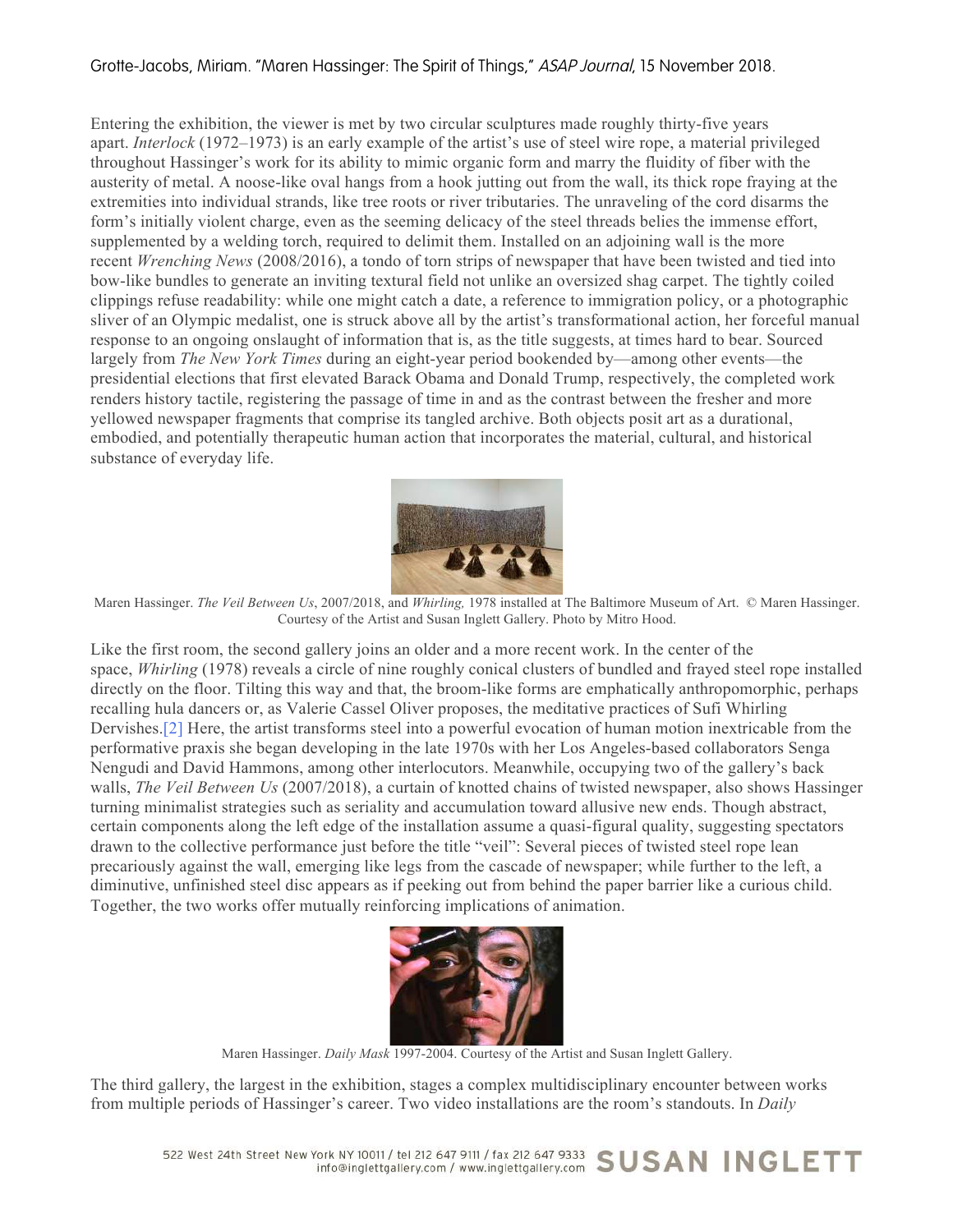Entering the exhibition, the viewer is met by two circular sculptures made roughly thirty-five years apart. *Interlock* (1972–1973) is an early example of the artist's use of steel wire rope, a material privileged throughout Hassinger's work for its ability to mimic organic form and marry the fluidity of fiber with the austerity of metal. A noose-like oval hangs from a hook jutting out from the wall, its thick rope fraying at the extremities into individual strands, like tree roots or river tributaries. The unraveling of the cord disarms the form's initially violent charge, even as the seeming delicacy of the steel threads belies the immense effort, supplemented by a welding torch, required to delimit them. Installed on an adjoining wall is the more recent *Wrenching News* (2008/2016), a tondo of torn strips of newspaper that have been twisted and tied into bow-like bundles to generate an inviting textural field not unlike an oversized shag carpet. The tightly coiled clippings refuse readability: while one might catch a date, a reference to immigration policy, or a photographic sliver of an Olympic medalist, one is struck above all by the artist's transformational action, her forceful manual response to an ongoing onslaught of information that is, as the title suggests, at times hard to bear. Sourced largely from *The New York Times* during an eight-year period bookended by—among other events—the presidential elections that first elevated Barack Obama and Donald Trump, respectively, the completed work renders history tactile, registering the passage of time in and as the contrast between the fresher and more yellowed newspaper fragments that comprise its tangled archive. Both objects posit art as a durational, embodied, and potentially therapeutic human action that incorporates the material, cultural, and historical substance of everyday life.

Maren Hassinger. *The Veil Between Us*, 2007/2018, and *Whirling,* 1978 installed at The Baltimore Museum of Art. © Maren Hassinger. Courtesy of the Artist and Susan Inglett Gallery. Photo by Mitro Hood.

Like the first room, the second gallery joins an older and a more recent work. In the center of the space, *Whirling* (1978) reveals a circle of nine roughly conical clusters of bundled and frayed steel rope installed directly on the floor. Tilting this way and that, the broom-like forms are emphatically anthropomorphic, perhaps recalling hula dancers or, as Valerie Cassel Oliver proposes, the meditative practices of Sufi Whirling Dervishes.[2] Here, the artist transforms steel into a powerful evocation of human motion inextricable from the performative praxis she began developing in the late 1970s with her Los Angeles-based collaborators Senga Nengudi and David Hammons, among other interlocutors. Meanwhile, occupying two of the gallery's back walls, *The Veil Between Us* (2007/2018), a curtain of knotted chains of twisted newspaper, also shows Hassinger turning minimalist strategies such as seriality and accumulation toward allusive new ends. Though abstract, certain components along the left edge of the installation assume a quasi-figural quality, suggesting spectators drawn to the collective performance just before the title "veil": Several pieces of twisted steel rope lean precariously against the wall, emerging like legs from the cascade of newspaper; while further to the left, a diminutive, unfinished steel disc appears as if peeking out from behind the paper barrier like a curious child. Together, the two works offer mutually reinforcing implications of animation.

Maren Hassinger. *Daily Mask* 1997-2004. Courtesy of the Artist and Susan Inglett Gallery.

The third gallery, the largest in the exhibition, stages a complex multidisciplinary encounter between works from multiple periods of Hassinger's career. Two video installations are the room's standouts. In *Daily*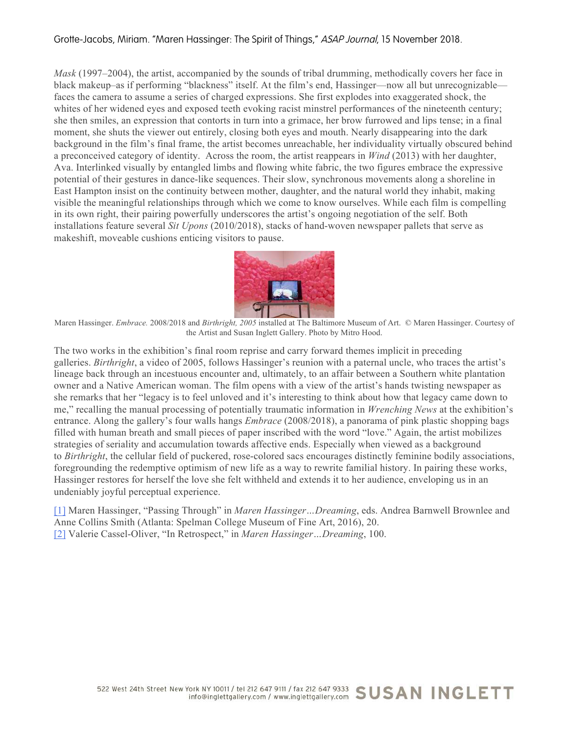*Mask* (1997–2004), the artist, accompanied by the sounds of tribal drumming, methodically covers her face in black makeup–as if performing "blackness" itself. At the film's end, Hassinger—now all but unrecognizable—faces the camera to assume a series of charged expressions. She first explodes into exaggerated shock, the whites of her widened eyes and exposed teeth evoking racist minstrel performances of the nineteenth century; she then smiles, an expression that contorts in turn into a grimace, her brow furrowed and lips tense; in a final moment, she shuts the viewer out entirely, closing both eyes and mouth. Nearly disappearing into the dark background in the film's final frame, the artist becomes unreachable, her individuality virtually obscured behind a preconceived category of identity. Across the room, the artist reappears in *Wind* (2013) with her daughter, Ava. Interlinked visually by entangled limbs and flowing white fabric, the two figures embrace the expressive potential of their gestures in dance-like sequences. Their slow, synchronous movements along a shoreline in East Hampton insist on the continuity between mother, daughter, and the natural world they inhabit, making visible the meaningful relationships through which we come to know ourselves. While each film is compelling in its own right, their pairing powerfully underscores the artist's ongoing negotiation of the self. Both installations feature several *Sit Upons* (2010/2018), stacks of hand-woven newspaper pallets that serve as makeshift, moveable cushions enticing visitors to pause.

Maren Hassinger. *Embrace.* 2008/2018 and *Birthright, 2005* installed at The Baltimore Museum of Art. © Maren Hassinger. Courtesy of the Artist and Susan Inglett Gallery. Photo by Mitro Hood.

The two works in the exhibition's final room reprise and carry forward themes implicit in preceding galleries. *Birthright*, a video of 2005, follows Hassinger's reunion with a paternal uncle, who traces the artist's lineage back through an incestuous encounter and, ultimately, to an affair between a Southern white plantation owner and a Native American woman. The film opens with a view of the artist's hands twisting newspaper as she remarks that her "legacy is to feel unloved and it's interesting to think about how that legacy came down to me," recalling the manual processing of potentially traumatic information in *Wrenching News* at the exhibition's entrance. Along the gallery's four walls hangs *Embrace* (2008/2018), a panorama of pink plastic shopping bags filled with human breath and small pieces of paper inscribed with the word "love." Again, the artist mobilizes strategies of seriality and accumulation towards affective ends. Especially when viewed as a background to *Birthright*, the cellular field of puckered, rose-colored sacs encourages distinctly feminine bodily associations, foregrounding the redemptive optimism of new life as a way to rewrite familial history. In pairing these works, Hassinger restores for herself the love she felt withheld and extends it to her audience, enveloping us in an undeniably joyful perceptual experience.

[1] Maren Hassinger, "Passing Through" in *Maren Hassinger…Dreaming*, eds. Andrea Barnwell Brownlee and Anne Collins Smith (Atlanta: Spelman College Museum of Fine Art, 2016), 20.
[2] Valerie Cassel-Oliver, "In Retrospect," in *Maren Hassinger…Dreaming*, 100.